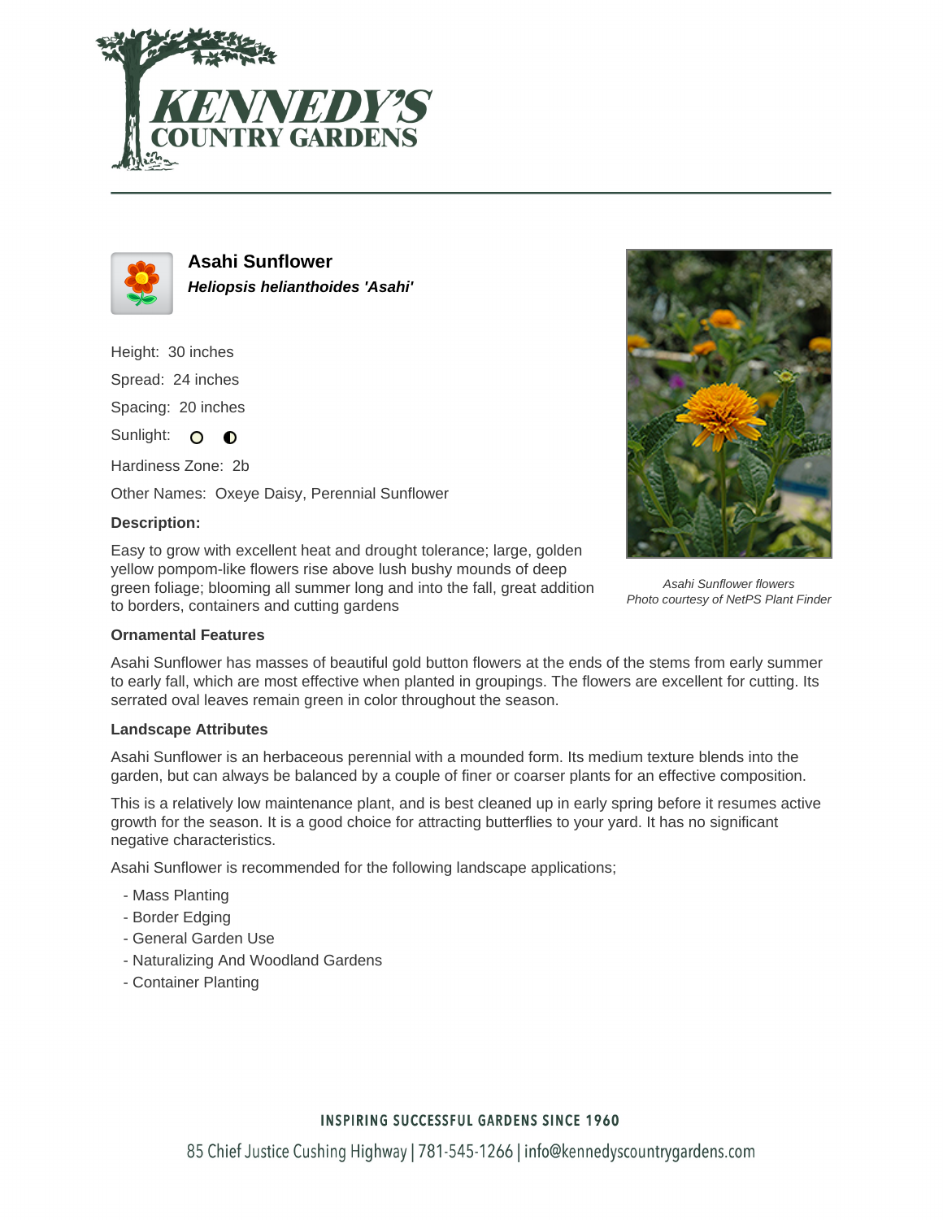# Asahi Sunflower

***Heliopsis helianthoides 'Asahi'***

Height: 30 inches

Spread: 24 inches

Spacing: 20 inches

Sunlight:

Hardiness Zone: 2b

Other Names: Oxeye Daisy, Perennial Sunflower

**Description:**

Easy to grow with excellent heat and drought tolerance; large, golden yellow pompom-like flowers rise above lush bushy mounds of deep green foliage; blooming all summer long and into the fall, great addition to borders, containers and cutting gardens

*Asahi Sunflower flowers*
*Photo courtesy of NetPS Plant Finder*

### Ornamental Features

Asahi Sunflower has masses of beautiful gold button flowers at the ends of the stems from early summer to early fall, which are most effective when planted in groupings. The flowers are excellent for cutting. Its serrated oval leaves remain green in color throughout the season.

### Landscape Attributes

Asahi Sunflower is an herbaceous perennial with a mounded form. Its medium texture blends into the garden, but can always be balanced by a couple of finer or coarser plants for an effective composition.

This is a relatively low maintenance plant, and is best cleaned up in early spring before it resumes active growth for the season. It is a good choice for attracting butterflies to your yard. It has no significant negative characteristics.

Asahi Sunflower is recommended for the following landscape applications;

- Mass Planting
- Border Edging
- General Garden Use
- Naturalizing And Woodland Gardens
- Container Planting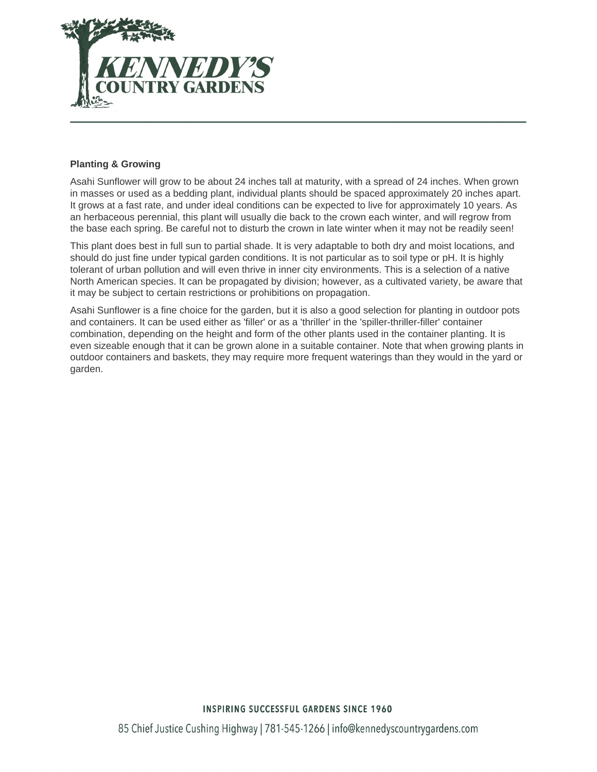**Planting & Growing**

Asahi Sunflower will grow to be about 24 inches tall at maturity, with a spread of 24 inches. When grown in masses or used as a bedding plant, individual plants should be spaced approximately 20 inches apart. It grows at a fast rate, and under ideal conditions can be expected to live for approximately 10 years. As an herbaceous perennial, this plant will usually die back to the crown each winter, and will regrow from the base each spring. Be careful not to disturb the crown in late winter when it may not be readily seen!

This plant does best in full sun to partial shade. It is very adaptable to both dry and moist locations, and should do just fine under typical garden conditions. It is not particular as to soil type or pH. It is highly tolerant of urban pollution and will even thrive in inner city environments. This is a selection of a native North American species. It can be propagated by division; however, as a cultivated variety, be aware that it may be subject to certain restrictions or prohibitions on propagation.

Asahi Sunflower is a fine choice for the garden, but it is also a good selection for planting in outdoor pots and containers. It can be used either as 'filler' or as a 'thriller' in the 'spiller-thriller-filler' container combination, depending on the height and form of the other plants used in the container planting. It is even sizeable enough that it can be grown alone in a suitable container. Note that when growing plants in outdoor containers and baskets, they may require more frequent waterings than they would in the yard or garden.